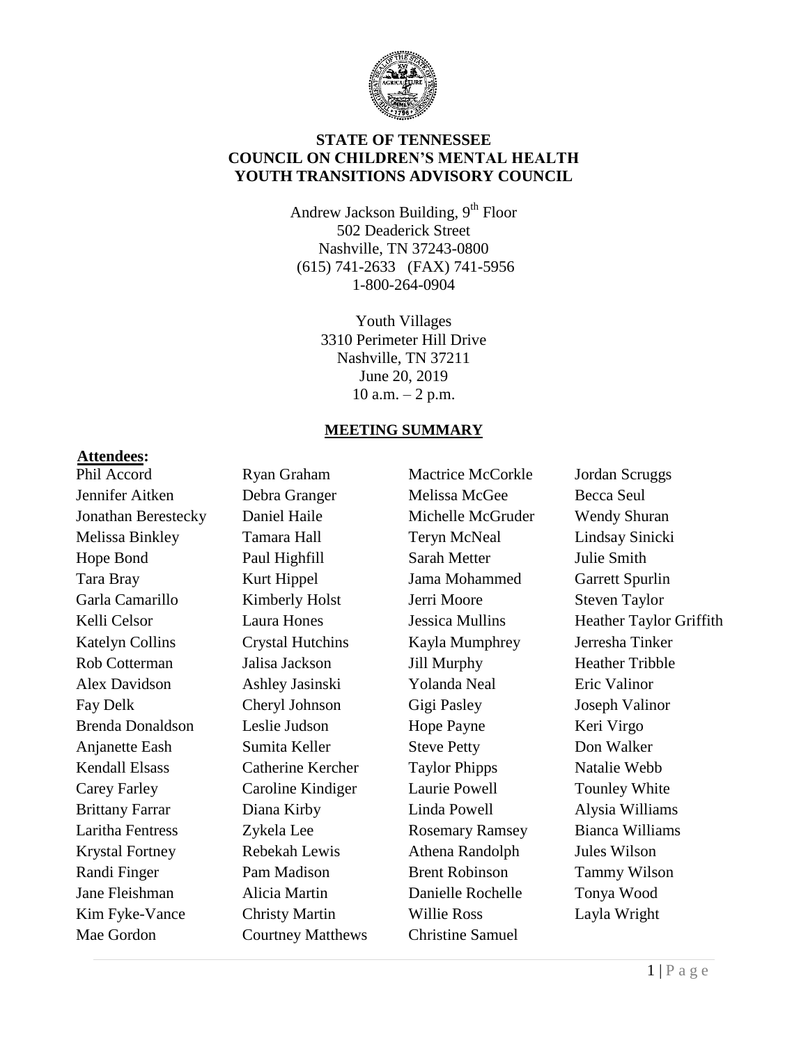**STATE OF TENNESSEE**
**COUNCIL ON CHILDREN'S MENTAL HEALTH**
**YOUTH TRANSITIONS ADVISORY COUNCIL**

Andrew Jackson Building, 9th Floor
502 Deaderick Street
Nashville, TN 37243-0800
(615) 741-2633 (FAX) 741-5956
1-800-264-0904

Youth Villages
3310 Perimeter Hill Drive
Nashville, TN 37211
June 20, 2019
10 a.m. – 2 p.m.

## MEETING SUMMARY

**Attendees:**

Phil Accord
Jennifer Aitken
Jonathan Berestecky
Melissa Binkley
Hope Bond
Tara Bray
Garla Camarillo
Kelli Celsor
Katelyn Collins
Rob Cotterman
Alex Davidson
Fay Delk
Brenda Donaldson
Anjanette Eash
Kendall Elsass
Carey Farley
Brittany Farrar
Laritha Fentress
Krystal Fortney
Randi Finger
Jane Fleishman
Kim Fyke-Vance
Mae Gordon
Ryan Graham
Debra Granger
Daniel Haile
Tamara Hall
Paul Highfill
Kurt Hippel
Kimberly Holst
Laura Hones
Crystal Hutchins
Jalisa Jackson
Ashley Jasinski
Cheryl Johnson
Leslie Judson
Sumita Keller
Catherine Kercher
Caroline Kindiger
Diana Kirby
Zykela Lee
Rebekah Lewis
Pam Madison
Alicia Martin
Christy Martin
Courtney Matthews
Mactrice McCorkle
Melissa McGee
Michelle McGruder
Teryn McNeal
Sarah Metter
Jama Mohammed
Jerri Moore
Jessica Mullins
Kayla Mumphrey
Jill Murphy
Yolanda Neal
Gigi Pasley
Hope Payne
Steve Petty
Taylor Phipps
Laurie Powell
Linda Powell
Rosemary Ramsey
Athena Randolph
Brent Robinson
Danielle Rochelle
Willie Ross
Christine Samuel
Jordan Scruggs
Becca Seul
Wendy Shuran
Lindsay Sinicki
Julie Smith
Garrett Spurlin
Steven Taylor
Heather Taylor Griffith
Jerresha Tinker
Heather Tribble
Eric Valinor
Joseph Valinor
Keri Virgo
Don Walker
Natalie Webb
Tounley White
Alysia Williams
Bianca Williams
Jules Wilson
Tammy Wilson
Tonya Wood
Layla Wright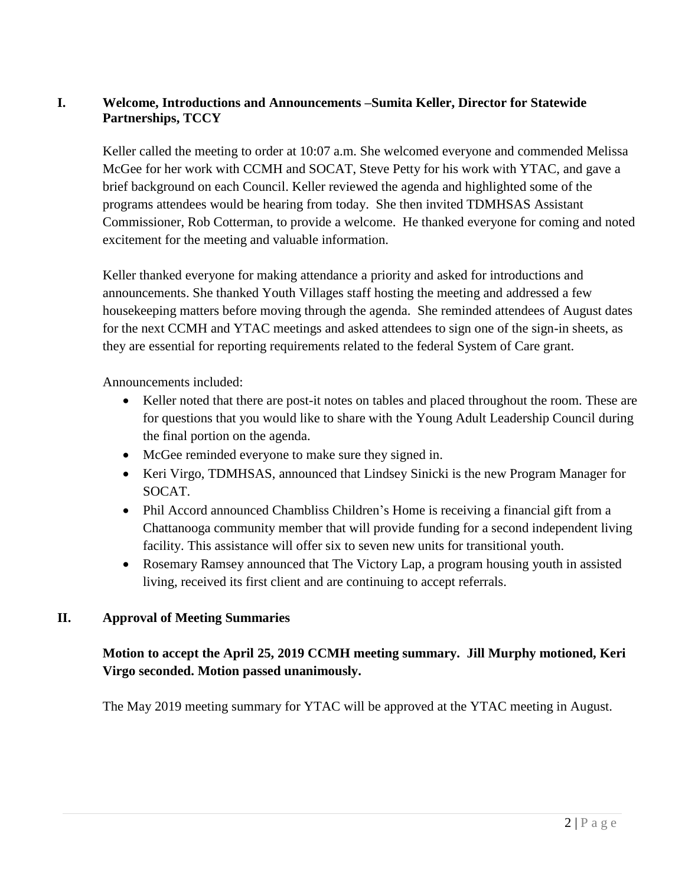## I. Welcome, Introductions and Announcements –Sumita Keller, Director for Statewide Partnerships, TCCY

Keller called the meeting to order at 10:07 a.m. She welcomed everyone and commended Melissa McGee for her work with CCMH and SOCAT, Steve Petty for his work with YTAC, and gave a brief background on each Council. Keller reviewed the agenda and highlighted some of the programs attendees would be hearing from today. She then invited TDMHSAS Assistant Commissioner, Rob Cotterman, to provide a welcome. He thanked everyone for coming and noted excitement for the meeting and valuable information.

Keller thanked everyone for making attendance a priority and asked for introductions and announcements. She thanked Youth Villages staff hosting the meeting and addressed a few housekeeping matters before moving through the agenda. She reminded attendees of August dates for the next CCMH and YTAC meetings and asked attendees to sign one of the sign-in sheets, as they are essential for reporting requirements related to the federal System of Care grant.

Announcements included:

- Keller noted that there are post-it notes on tables and placed throughout the room. These are for questions that you would like to share with the Young Adult Leadership Council during the final portion on the agenda.
- McGee reminded everyone to make sure they signed in.
- Keri Virgo, TDMHSAS, announced that Lindsey Sinicki is the new Program Manager for SOCAT.
- Phil Accord announced Chambliss Children's Home is receiving a financial gift from a Chattanooga community member that will provide funding for a second independent living facility. This assistance will offer six to seven new units for transitional youth.
- Rosemary Ramsey announced that The Victory Lap, a program housing youth in assisted living, received its first client and are continuing to accept referrals.

## II. Approval of Meeting Summaries

**Motion to accept the April 25, 2019 CCMH meeting summary. Jill Murphy motioned, Keri Virgo seconded. Motion passed unanimously.**

The May 2019 meeting summary for YTAC will be approved at the YTAC meeting in August.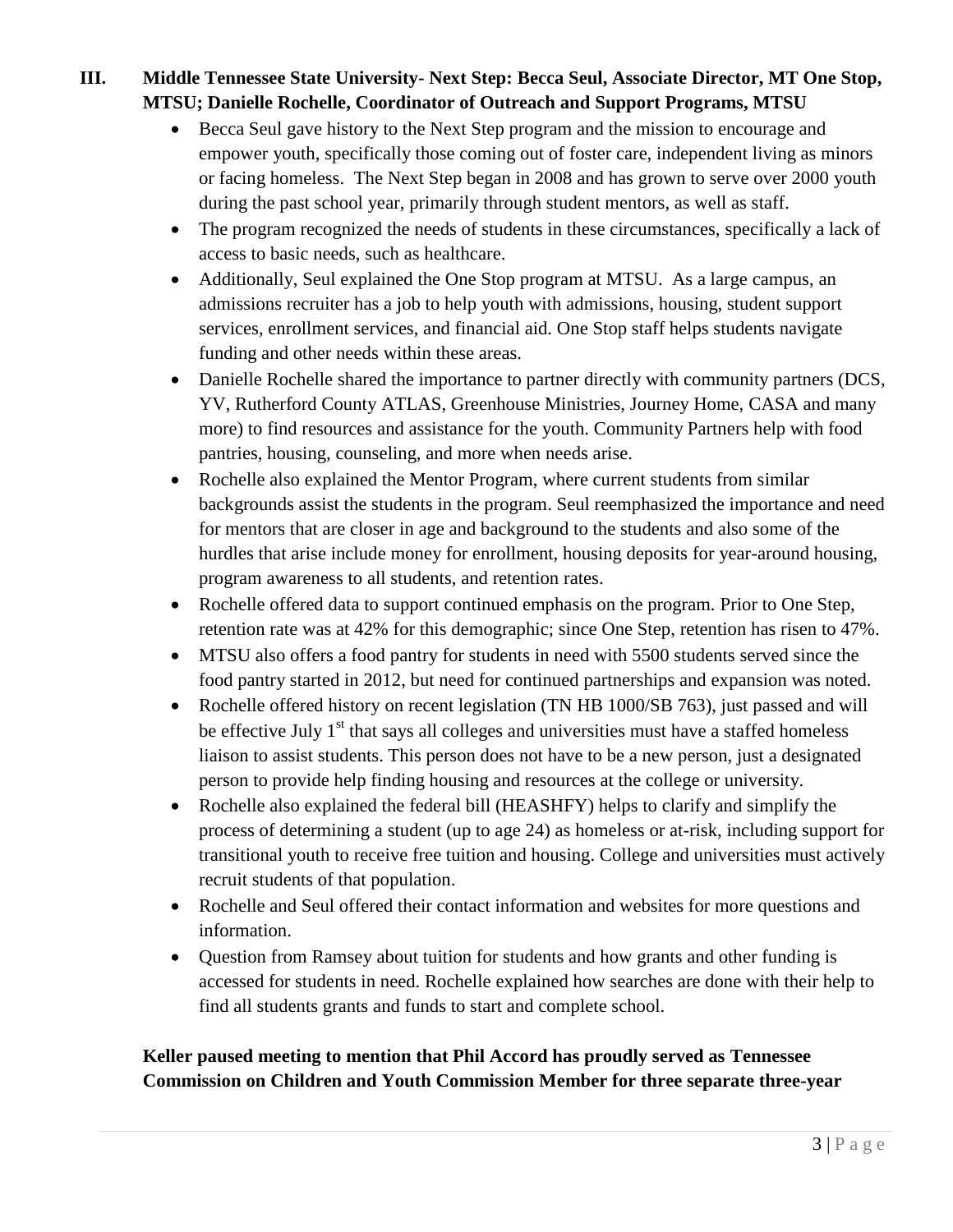### III. Middle Tennessee State University- Next Step: Becca Seul, Associate Director, MT One Stop, MTSU; Danielle Rochelle, Coordinator of Outreach and Support Programs, MTSU

- Becca Seul gave history to the Next Step program and the mission to encourage and empower youth, specifically those coming out of foster care, independent living as minors or facing homeless. The Next Step began in 2008 and has grown to serve over 2000 youth during the past school year, primarily through student mentors, as well as staff.
- The program recognized the needs of students in these circumstances, specifically a lack of access to basic needs, such as healthcare.
- Additionally, Seul explained the One Stop program at MTSU. As a large campus, an admissions recruiter has a job to help youth with admissions, housing, student support services, enrollment services, and financial aid. One Stop staff helps students navigate funding and other needs within these areas.
- Danielle Rochelle shared the importance to partner directly with community partners (DCS, YV, Rutherford County ATLAS, Greenhouse Ministries, Journey Home, CASA and many more) to find resources and assistance for the youth. Community Partners help with food pantries, housing, counseling, and more when needs arise.
- Rochelle also explained the Mentor Program, where current students from similar backgrounds assist the students in the program. Seul reemphasized the importance and need for mentors that are closer in age and background to the students and also some of the hurdles that arise include money for enrollment, housing deposits for year-around housing, program awareness to all students, and retention rates.
- Rochelle offered data to support continued emphasis on the program. Prior to One Step, retention rate was at 42% for this demographic; since One Step, retention has risen to 47%.
- MTSU also offers a food pantry for students in need with 5500 students served since the food pantry started in 2012, but need for continued partnerships and expansion was noted.
- Rochelle offered history on recent legislation (TN HB 1000/SB 763), just passed and will be effective July 1st that says all colleges and universities must have a staffed homeless liaison to assist students. This person does not have to be a new person, just a designated person to provide help finding housing and resources at the college or university.
- Rochelle also explained the federal bill (HEASHFY) helps to clarify and simplify the process of determining a student (up to age 24) as homeless or at-risk, including support for transitional youth to receive free tuition and housing. College and universities must actively recruit students of that population.
- Rochelle and Seul offered their contact information and websites for more questions and information.
- Question from Ramsey about tuition for students and how grants and other funding is accessed for students in need. Rochelle explained how searches are done with their help to find all students grants and funds to start and complete school.

**Keller paused meeting to mention that Phil Accord has proudly served as Tennessee Commission on Children and Youth Commission Member for three separate three-year**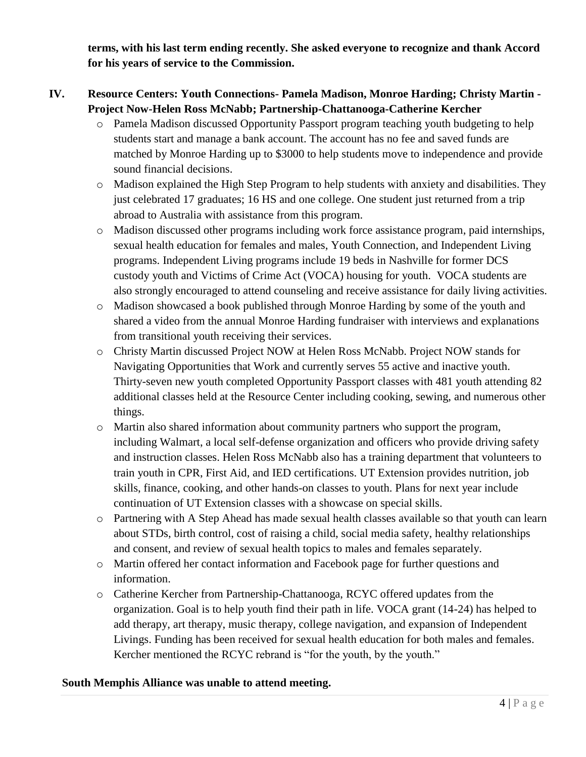**terms, with his last term ending recently. She asked everyone to recognize and thank Accord for his years of service to the Commission.**

## IV. Resource Centers: Youth Connections- Pamela Madison, Monroe Harding; Christy Martin - Project Now-Helen Ross McNabb; Partnership-Chattanooga-Catherine Kercher

- Pamela Madison discussed Opportunity Passport program teaching youth budgeting to help students start and manage a bank account. The account has no fee and saved funds are matched by Monroe Harding up to $3000 to help students move to independence and provide sound financial decisions.
- Madison explained the High Step Program to help students with anxiety and disabilities. They just celebrated 17 graduates; 16 HS and one college. One student just returned from a trip abroad to Australia with assistance from this program.
- Madison discussed other programs including work force assistance program, paid internships, sexual health education for females and males, Youth Connection, and Independent Living programs. Independent Living programs include 19 beds in Nashville for former DCS custody youth and Victims of Crime Act (VOCA) housing for youth. VOCA students are also strongly encouraged to attend counseling and receive assistance for daily living activities.
- Madison showcased a book published through Monroe Harding by some of the youth and shared a video from the annual Monroe Harding fundraiser with interviews and explanations from transitional youth receiving their services.
- Christy Martin discussed Project NOW at Helen Ross McNabb. Project NOW stands for Navigating Opportunities that Work and currently serves 55 active and inactive youth. Thirty-seven new youth completed Opportunity Passport classes with 481 youth attending 82 additional classes held at the Resource Center including cooking, sewing, and numerous other things.
- Martin also shared information about community partners who support the program, including Walmart, a local self-defense organization and officers who provide driving safety and instruction classes. Helen Ross McNabb also has a training department that volunteers to train youth in CPR, First Aid, and IED certifications. UT Extension provides nutrition, job skills, finance, cooking, and other hands-on classes to youth. Plans for next year include continuation of UT Extension classes with a showcase on special skills.
- Partnering with A Step Ahead has made sexual health classes available so that youth can learn about STDs, birth control, cost of raising a child, social media safety, healthy relationships and consent, and review of sexual health topics to males and females separately.
- Martin offered her contact information and Facebook page for further questions and information.
- Catherine Kercher from Partnership-Chattanooga, RCYC offered updates from the organization. Goal is to help youth find their path in life. VOCA grant (14-24) has helped to add therapy, art therapy, music therapy, college navigation, and expansion of Independent Livings. Funding has been received for sexual health education for both males and females. Kercher mentioned the RCYC rebrand is "for the youth, by the youth."

**South Memphis Alliance was unable to attend meeting.**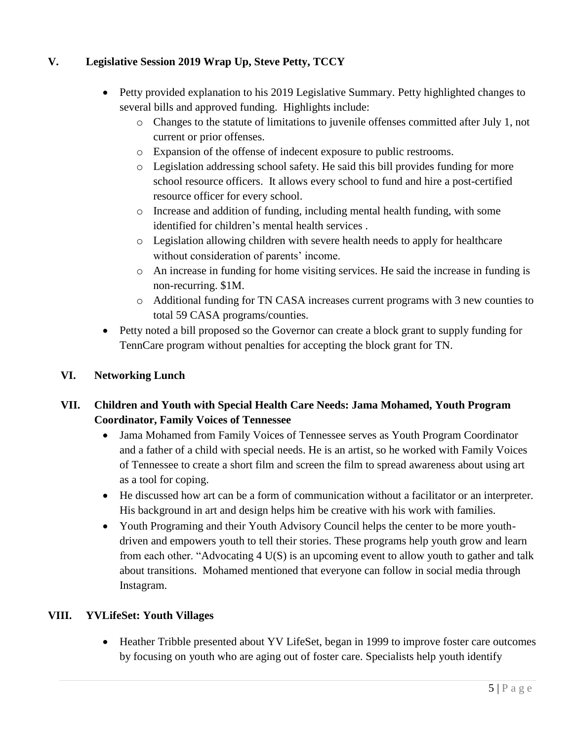## V. Legislative Session 2019 Wrap Up, Steve Petty, TCCY

- Petty provided explanation to his 2019 Legislative Summary. Petty highlighted changes to several bills and approved funding. Highlights include:
  - Changes to the statute of limitations to juvenile offenses committed after July 1, not current or prior offenses.
  - Expansion of the offense of indecent exposure to public restrooms.
  - Legislation addressing school safety. He said this bill provides funding for more school resource officers. It allows every school to fund and hire a post-certified resource officer for every school.
  - Increase and addition of funding, including mental health funding, with some identified for children's mental health services .
  - Legislation allowing children with severe health needs to apply for healthcare without consideration of parents' income.
  - An increase in funding for home visiting services. He said the increase in funding is non-recurring. $1M.
  - Additional funding for TN CASA increases current programs with 3 new counties to total 59 CASA programs/counties.
- Petty noted a bill proposed so the Governor can create a block grant to supply funding for TennCare program without penalties for accepting the block grant for TN.

## VI. Networking Lunch

## VII. Children and Youth with Special Health Care Needs: Jama Mohamed, Youth Program Coordinator, Family Voices of Tennessee

- Jama Mohamed from Family Voices of Tennessee serves as Youth Program Coordinator and a father of a child with special needs. He is an artist, so he worked with Family Voices of Tennessee to create a short film and screen the film to spread awareness about using art as a tool for coping.
- He discussed how art can be a form of communication without a facilitator or an interpreter. His background in art and design helps him be creative with his work with families.
- Youth Programing and their Youth Advisory Council helps the center to be more youth-driven and empowers youth to tell their stories. These programs help youth grow and learn from each other. "Advocating 4 U(S) is an upcoming event to allow youth to gather and talk about transitions. Mohamed mentioned that everyone can follow in social media through Instagram.

## VIII. YVLifeSet: Youth Villages

- Heather Tribble presented about YV LifeSet, began in 1999 to improve foster care outcomes by focusing on youth who are aging out of foster care. Specialists help youth identify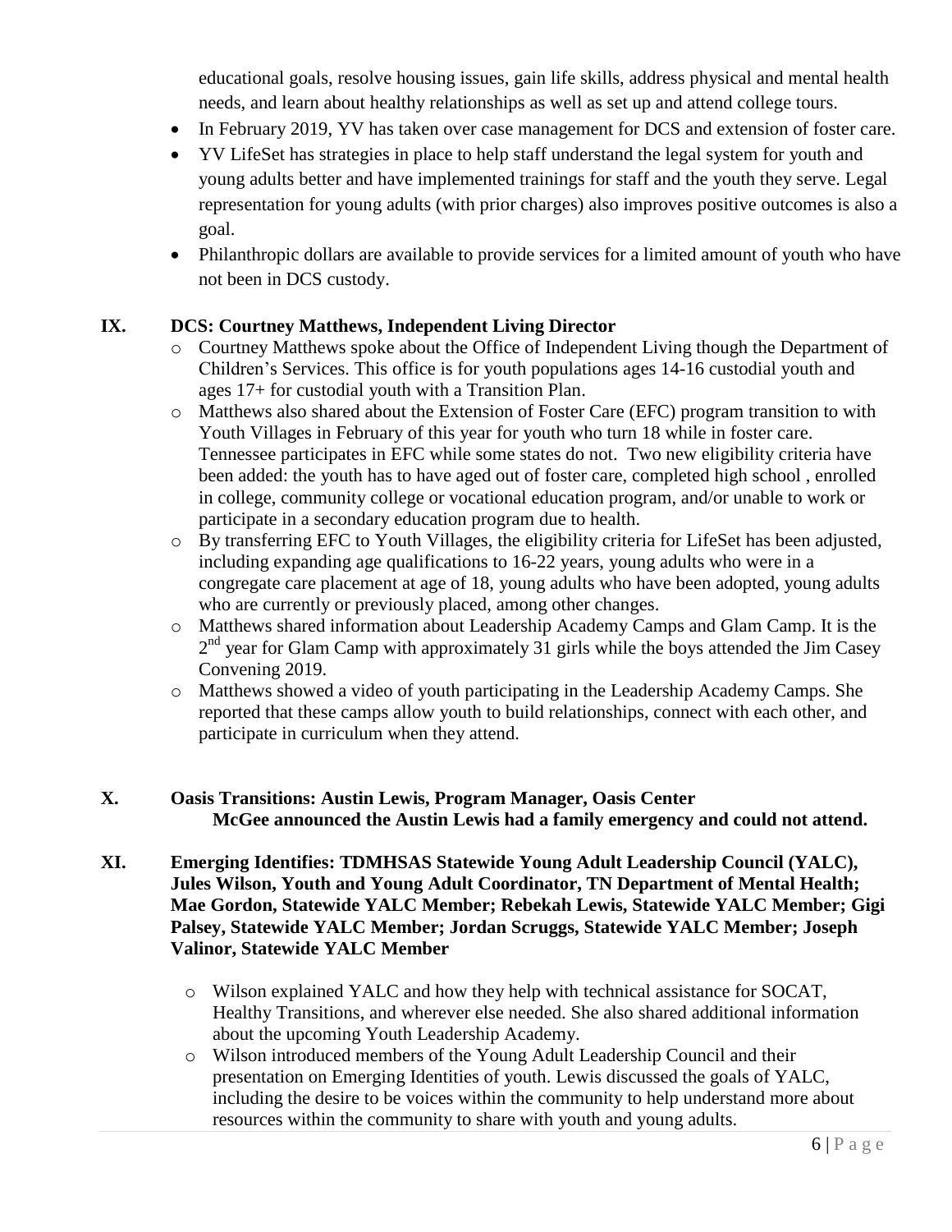educational goals, resolve housing issues, gain life skills, address physical and mental health needs, and learn about healthy relationships as well as set up and attend college tours.

- In February 2019, YV has taken over case management for DCS and extension of foster care.
- YV LifeSet has strategies in place to help staff understand the legal system for youth and young adults better and have implemented trainings for staff and the youth they serve. Legal representation for young adults (with prior charges) also improves positive outcomes is also a goal.
- Philanthropic dollars are available to provide services for a limited amount of youth who have not been in DCS custody.

## IX. DCS: Courtney Matthews, Independent Living Director

- Courtney Matthews spoke about the Office of Independent Living though the Department of Children's Services. This office is for youth populations ages 14-16 custodial youth and ages 17+ for custodial youth with a Transition Plan.
- Matthews also shared about the Extension of Foster Care (EFC) program transition to with Youth Villages in February of this year for youth who turn 18 while in foster care. Tennessee participates in EFC while some states do not. Two new eligibility criteria have been added: the youth has to have aged out of foster care, completed high school , enrolled in college, community college or vocational education program, and/or unable to work or participate in a secondary education program due to health.
- By transferring EFC to Youth Villages, the eligibility criteria for LifeSet has been adjusted, including expanding age qualifications to 16-22 years, young adults who were in a congregate care placement at age of 18, young adults who have been adopted, young adults who are currently or previously placed, among other changes.
- Matthews shared information about Leadership Academy Camps and Glam Camp. It is the 2nd year for Glam Camp with approximately 31 girls while the boys attended the Jim Casey Convening 2019.
- Matthews showed a video of youth participating in the Leadership Academy Camps. She reported that these camps allow youth to build relationships, connect with each other, and participate in curriculum when they attend.

## X. Oasis Transitions: Austin Lewis, Program Manager, Oasis Center

**McGee announced the Austin Lewis had a family emergency and could not attend.**

## XI. Emerging Identifies: TDMHSAS Statewide Young Adult Leadership Council (YALC), Jules Wilson, Youth and Young Adult Coordinator, TN Department of Mental Health; Mae Gordon, Statewide YALC Member; Rebekah Lewis, Statewide YALC Member; Gigi Palsey, Statewide YALC Member; Jordan Scruggs, Statewide YALC Member; Joseph Valinor, Statewide YALC Member

- Wilson explained YALC and how they help with technical assistance for SOCAT, Healthy Transitions, and wherever else needed. She also shared additional information about the upcoming Youth Leadership Academy.
- Wilson introduced members of the Young Adult Leadership Council and their presentation on Emerging Identities of youth. Lewis discussed the goals of YALC, including the desire to be voices within the community to help understand more about resources within the community to share with youth and young adults.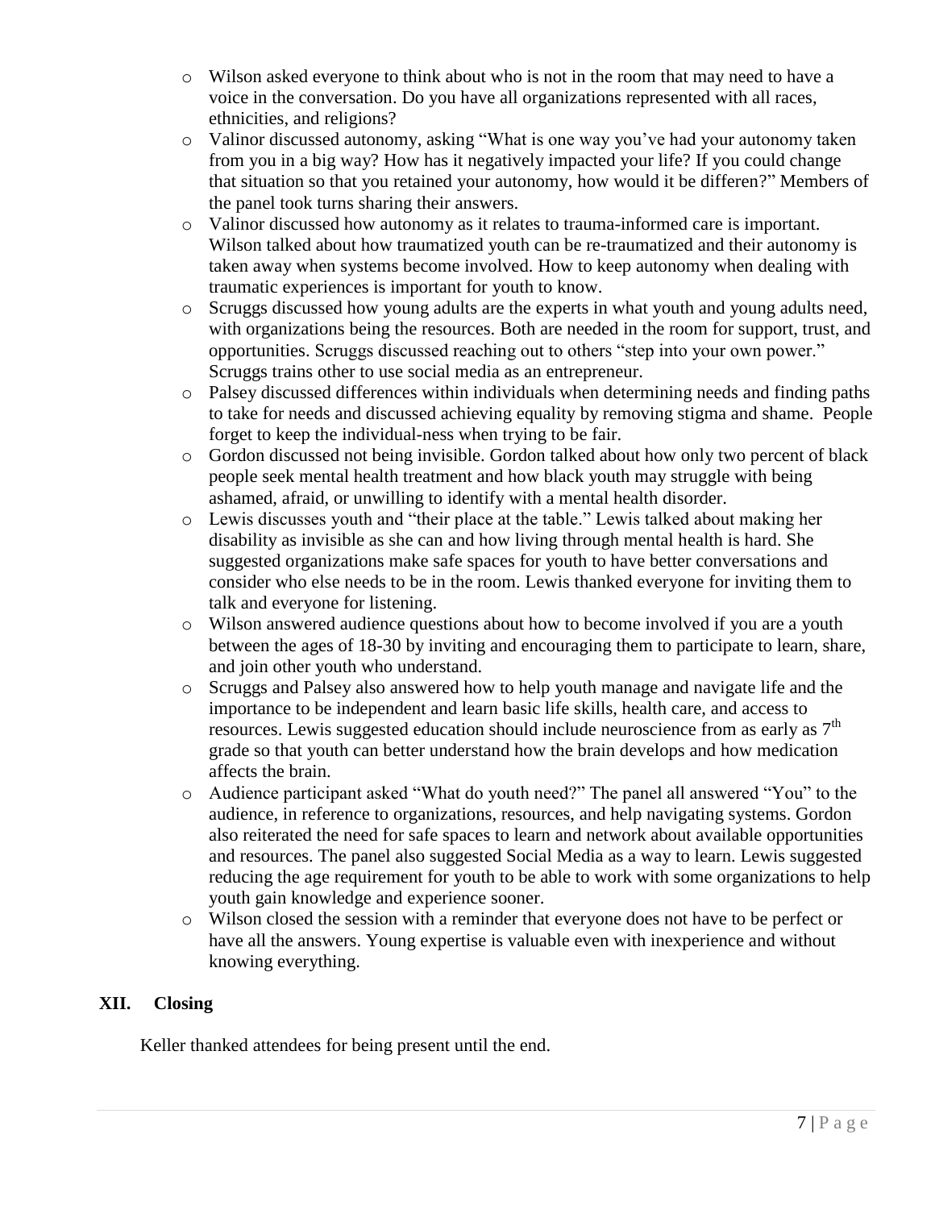- Wilson asked everyone to think about who is not in the room that may need to have a voice in the conversation. Do you have all organizations represented with all races, ethnicities, and religions?
- Valinor discussed autonomy, asking "What is one way you've had your autonomy taken from you in a big way? How has it negatively impacted your life? If you could change that situation so that you retained your autonomy, how would it be differen?" Members of the panel took turns sharing their answers.
- Valinor discussed how autonomy as it relates to trauma-informed care is important. Wilson talked about how traumatized youth can be re-traumatized and their autonomy is taken away when systems become involved. How to keep autonomy when dealing with traumatic experiences is important for youth to know.
- Scruggs discussed how young adults are the experts in what youth and young adults need, with organizations being the resources. Both are needed in the room for support, trust, and opportunities. Scruggs discussed reaching out to others "step into your own power." Scruggs trains other to use social media as an entrepreneur.
- Palsey discussed differences within individuals when determining needs and finding paths to take for needs and discussed achieving equality by removing stigma and shame. People forget to keep the individual-ness when trying to be fair.
- Gordon discussed not being invisible. Gordon talked about how only two percent of black people seek mental health treatment and how black youth may struggle with being ashamed, afraid, or unwilling to identify with a mental health disorder.
- Lewis discusses youth and "their place at the table." Lewis talked about making her disability as invisible as she can and how living through mental health is hard. She suggested organizations make safe spaces for youth to have better conversations and consider who else needs to be in the room. Lewis thanked everyone for inviting them to talk and everyone for listening.
- Wilson answered audience questions about how to become involved if you are a youth between the ages of 18-30 by inviting and encouraging them to participate to learn, share, and join other youth who understand.
- Scruggs and Palsey also answered how to help youth manage and navigate life and the importance to be independent and learn basic life skills, health care, and access to resources. Lewis suggested education should include neuroscience from as early as 7th grade so that youth can better understand how the brain develops and how medication affects the brain.
- Audience participant asked "What do youth need?" The panel all answered "You" to the audience, in reference to organizations, resources, and help navigating systems. Gordon also reiterated the need for safe spaces to learn and network about available opportunities and resources. The panel also suggested Social Media as a way to learn. Lewis suggested reducing the age requirement for youth to be able to work with some organizations to help youth gain knowledge and experience sooner.
- Wilson closed the session with a reminder that everyone does not have to be perfect or have all the answers. Young expertise is valuable even with inexperience and without knowing everything.

## XII. Closing

Keller thanked attendees for being present until the end.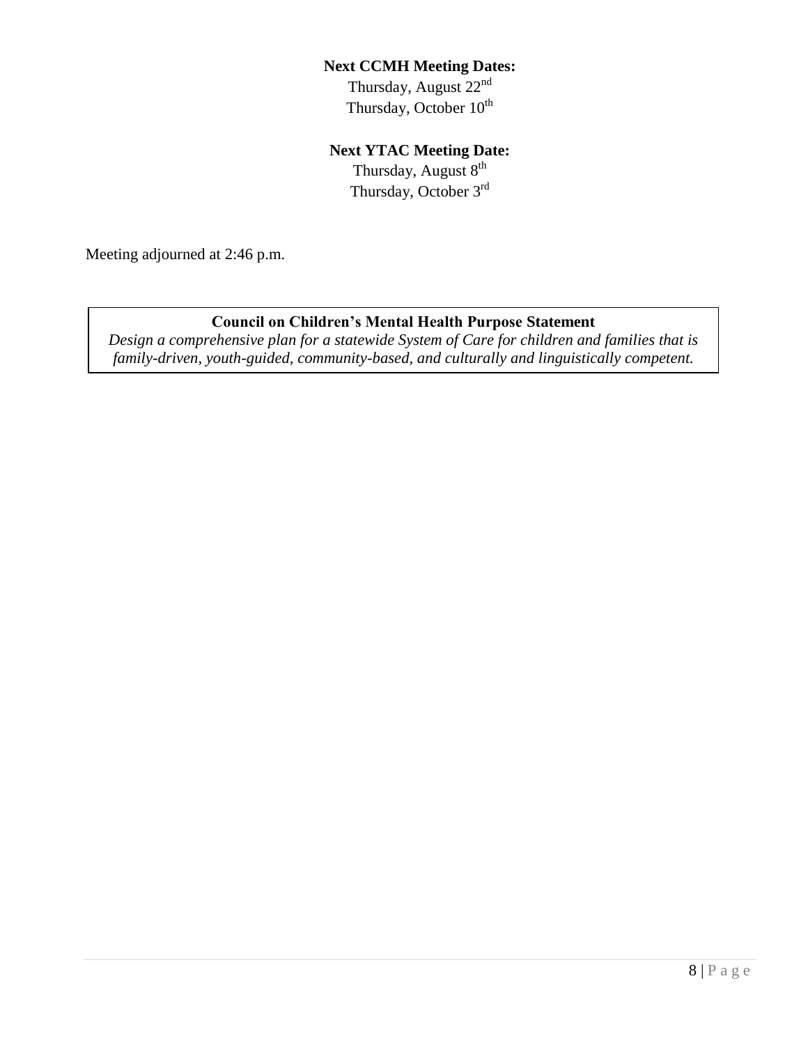**Next CCMH Meeting Dates:**

Thursday, August 22nd
Thursday, October 10th

**Next YTAC Meeting Date:**

Thursday, August 8th
Thursday, October 3rd

Meeting adjourned at 2:46 p.m.

**Council on Children's Mental Health Purpose Statement**

*Design a comprehensive plan for a statewide System of Care for children and families that is family-driven, youth-guided, community-based, and culturally and linguistically competent.*